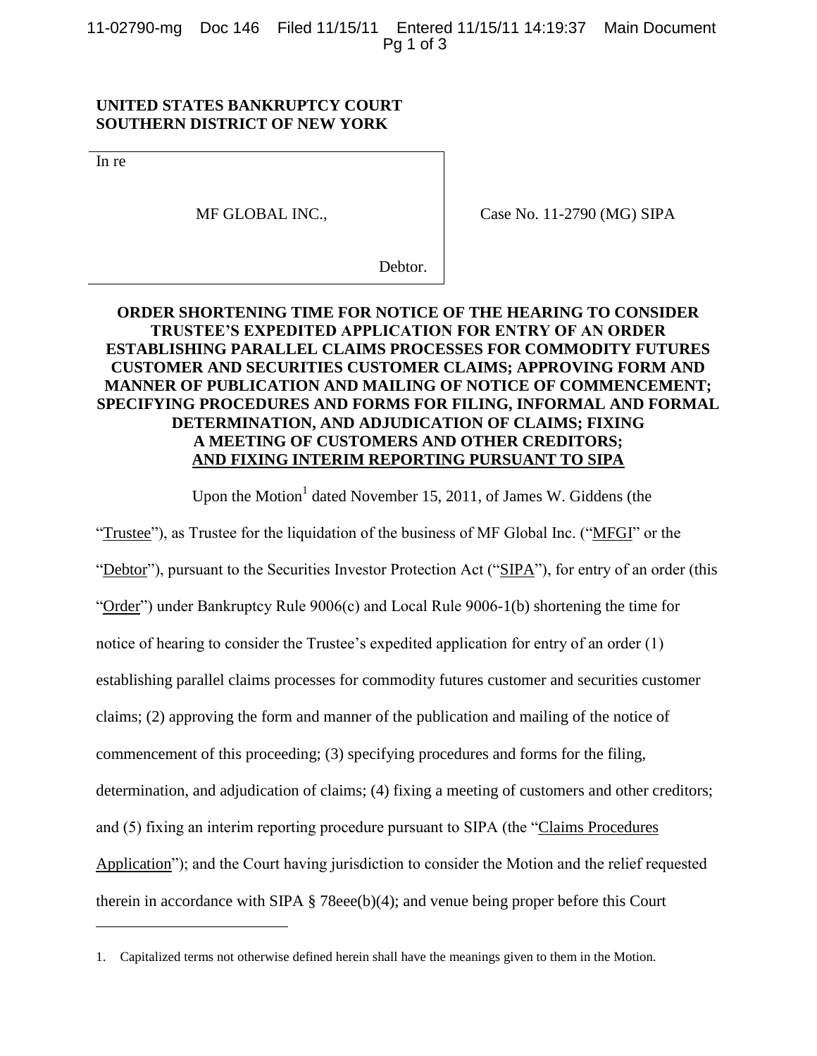**UNITED STATES BANKRUPTCY COURT**
**SOUTHERN DISTRICT OF NEW YORK**

In re

MF GLOBAL INC.,

Debtor.

Case No. 11-2790 (MG) SIPA

**ORDER SHORTENING TIME FOR NOTICE OF THE HEARING TO CONSIDER TRUSTEE'S EXPEDITED APPLICATION FOR ENTRY OF AN ORDER ESTABLISHING PARALLEL CLAIMS PROCESSES FOR COMMODITY FUTURES CUSTOMER AND SECURITIES CUSTOMER CLAIMS; APPROVING FORM AND MANNER OF PUBLICATION AND MAILING OF NOTICE OF COMMENCEMENT; SPECIFYING PROCEDURES AND FORMS FOR FILING, INFORMAL AND FORMAL DETERMINATION, AND ADJUDICATION OF CLAIMS; FIXING A MEETING OF CUSTOMERS AND OTHER CREDITORS; AND FIXING INTERIM REPORTING PURSUANT TO SIPA**

Upon the Motion[1] dated November 15, 2011, of James W. Giddens (the "Trustee"), as Trustee for the liquidation of the business of MF Global Inc. ("MFGI" or the "Debtor"), pursuant to the Securities Investor Protection Act ("SIPA"), for entry of an order (this "Order") under Bankruptcy Rule 9006(c) and Local Rule 9006-1(b) shortening the time for notice of hearing to consider the Trustee's expedited application for entry of an order (1) establishing parallel claims processes for commodity futures customer and securities customer claims; (2) approving the form and manner of the publication and mailing of the notice of commencement of this proceeding; (3) specifying procedures and forms for the filing, determination, and adjudication of claims; (4) fixing a meeting of customers and other creditors; and (5) fixing an interim reporting procedure pursuant to SIPA (the "Claims Procedures Application"); and the Court having jurisdiction to consider the Motion and the relief requested therein in accordance with SIPA § 78eee(b)(4); and venue being proper before this Court

1. Capitalized terms not otherwise defined herein shall have the meanings given to them in the Motion.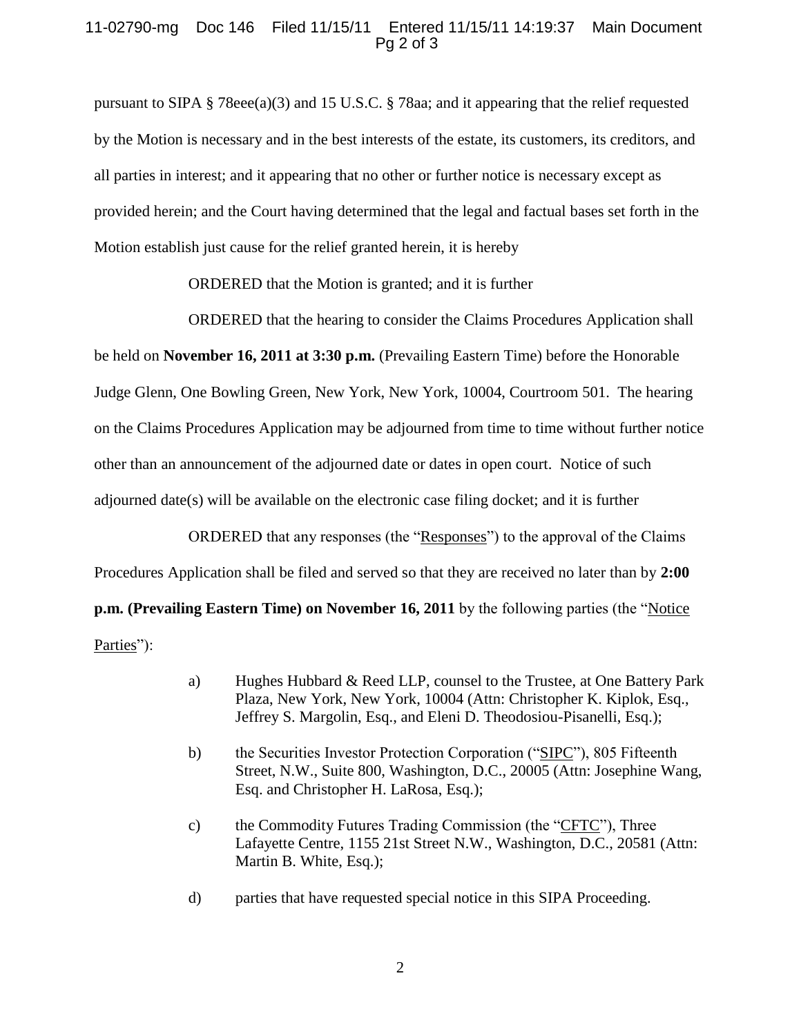pursuant to SIPA § 78eee(a)(3) and 15 U.S.C. § 78aa; and it appearing that the relief requested by the Motion is necessary and in the best interests of the estate, its customers, its creditors, and all parties in interest; and it appearing that no other or further notice is necessary except as provided herein; and the Court having determined that the legal and factual bases set forth in the Motion establish just cause for the relief granted herein, it is hereby

ORDERED that the Motion is granted; and it is further

ORDERED that the hearing to consider the Claims Procedures Application shall be held on **November 16, 2011 at 3:30 p.m.** (Prevailing Eastern Time) before the Honorable Judge Glenn, One Bowling Green, New York, New York, 10004, Courtroom 501. The hearing on the Claims Procedures Application may be adjourned from time to time without further notice other than an announcement of the adjourned date or dates in open court. Notice of such adjourned date(s) will be available on the electronic case filing docket; and it is further

ORDERED that any responses (the "Responses") to the approval of the Claims Procedures Application shall be filed and served so that they are received no later than by **2:00 p.m. (Prevailing Eastern Time) on November 16, 2011** by the following parties (the "Notice Parties"):

a) Hughes Hubbard & Reed LLP, counsel to the Trustee, at One Battery Park Plaza, New York, New York, 10004 (Attn: Christopher K. Kiplok, Esq., Jeffrey S. Margolin, Esq., and Eleni D. Theodosiou-Pisanelli, Esq.);

b) the Securities Investor Protection Corporation ("SIPC"), 805 Fifteenth Street, N.W., Suite 800, Washington, D.C., 20005 (Attn: Josephine Wang, Esq. and Christopher H. LaRosa, Esq.);

c) the Commodity Futures Trading Commission (the "CFTC"), Three Lafayette Centre, 1155 21st Street N.W., Washington, D.C., 20581 (Attn: Martin B. White, Esq.);

d) parties that have requested special notice in this SIPA Proceeding.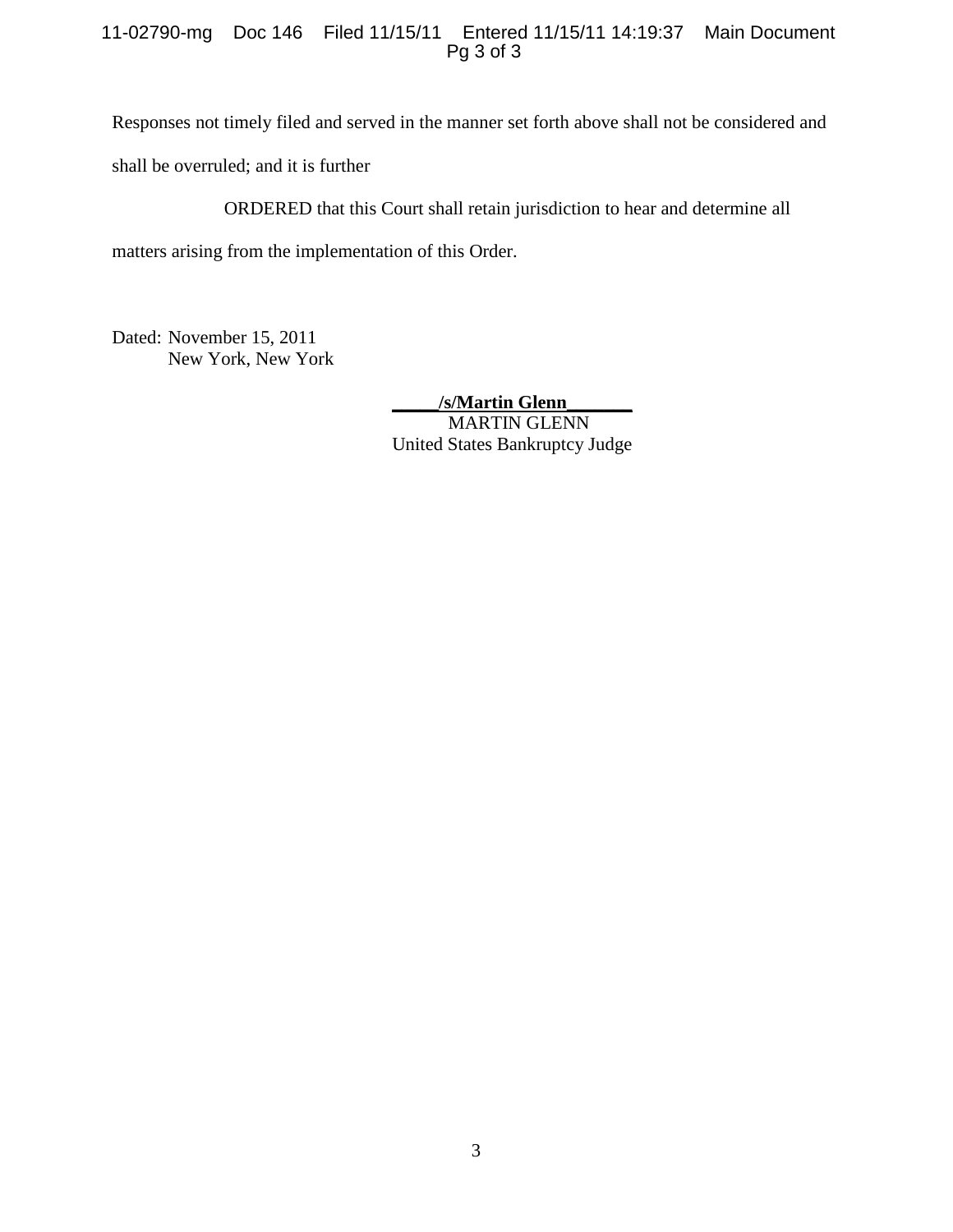Responses not timely filed and served in the manner set forth above shall not be considered and shall be overruled; and it is further

ORDERED that this Court shall retain jurisdiction to hear and determine all matters arising from the implementation of this Order.

Dated: November 15, 2011
New York, New York

**_____/s/Martin Glenn_______**
MARTIN GLENN
United States Bankruptcy Judge